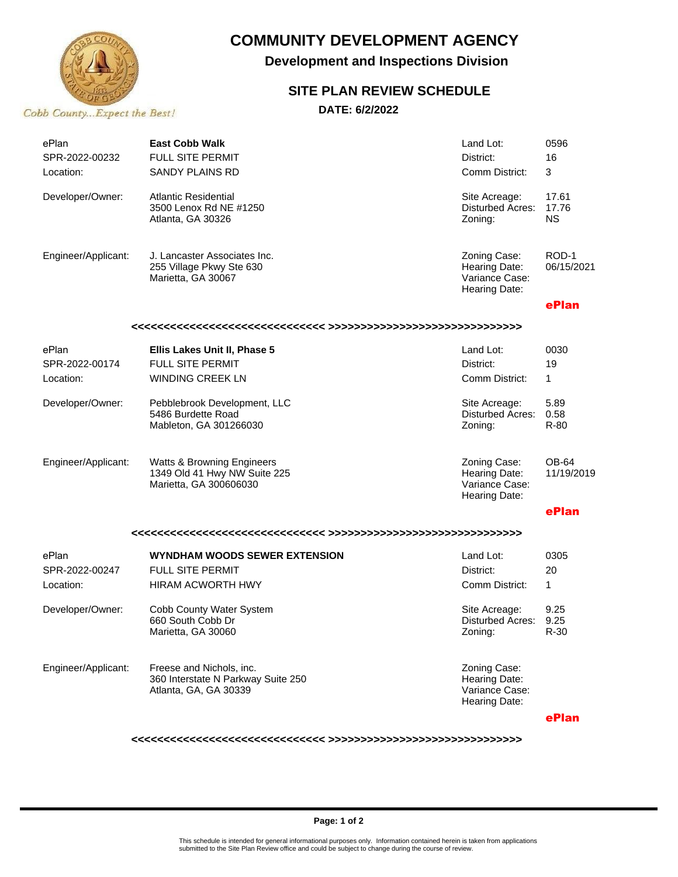# COMMUNITY DEVELOPMENT AGENCY

## Development and Inspections Division

## SITE PLAN REVIEW SCHEDULE

**DATE: 6/2/2022**

Cobb County...Expect the Best!

| | | | |
|---|---|---|---|
| ePlan | **East Cobb Walk** | Land Lot: | 0596 |
| SPR-2022-00232 | FULL SITE PERMIT | District: | 16 |
| Location: | SANDY PLAINS RD | Comm District: | 3 |
| Developer/Owner: | Atlantic Residential<br>3500 Lenox Rd NE #1250<br>Atlanta, GA 30326 | Site Acreage:<br>Disturbed Acres:<br>Zoning: | 17.61<br>17.76<br>NS |
| Engineer/Applicant: | J. Lancaster Associates Inc.<br>255 Village Pkwy Ste 630<br>Marietta, GA 30067 | Zoning Case:<br>Hearing Date:<br>Variance Case:<br>Hearing Date: | ROD-1<br>06/15/2021 |
| | | | **ePlan** |

<<<<<<<<<<<<<<<<<<<<<<<<<<<<< >>>>>>>>>>>>>>>>>>>>>>>>>>>>>>

| | | | |
|---|---|---|---|
| ePlan | **Ellis Lakes Unit II, Phase 5** | Land Lot: | 0030 |
| SPR-2022-00174 | FULL SITE PERMIT | District: | 19 |
| Location: | WINDING CREEK LN | Comm District: | 1 |
| Developer/Owner: | Pebblebrook Development, LLC<br>5486 Burdette Road<br>Mableton, GA 301266030 | Site Acreage:<br>Disturbed Acres:<br>Zoning: | 5.89<br>0.58<br>R-80 |
| Engineer/Applicant: | Watts & Browning Engineers<br>1349 Old 41 Hwy NW Suite 225<br>Marietta, GA 300606030 | Zoning Case:<br>Hearing Date:<br>Variance Case:<br>Hearing Date: | OB-64<br>11/19/2019 |
| | | | **ePlan** |

<<<<<<<<<<<<<<<<<<<<<<<<<<<<< >>>>>>>>>>>>>>>>>>>>>>>>>>>>>>

| | | | |
|---|---|---|---|
| ePlan | **WYNDHAM WOODS SEWER EXTENSION** | Land Lot: | 0305 |
| SPR-2022-00247 | FULL SITE PERMIT | District: | 20 |
| Location: | HIRAM ACWORTH HWY | Comm District: | 1 |
| Developer/Owner: | Cobb County Water System<br>660 South Cobb Dr<br>Marietta, GA 30060 | Site Acreage:<br>Disturbed Acres:<br>Zoning: | 9.25<br>9.25<br>R-30 |
| Engineer/Applicant: | Freese and Nichols, inc.<br>360 Interstate N Parkway Suite 250<br>Atlanta, GA, GA 30339 | Zoning Case:<br>Hearing Date:<br>Variance Case:<br>Hearing Date: | |
| | | | **ePlan** |

<<<<<<<<<<<<<<<<<<<<<<<<<<<<< >>>>>>>>>>>>>>>>>>>>>>>>>>>>>>

This schedule is intended for general informational purposes only. Information contained herein is taken from applications submitted to the Site Plan Review office and could be subject to change during the course of review.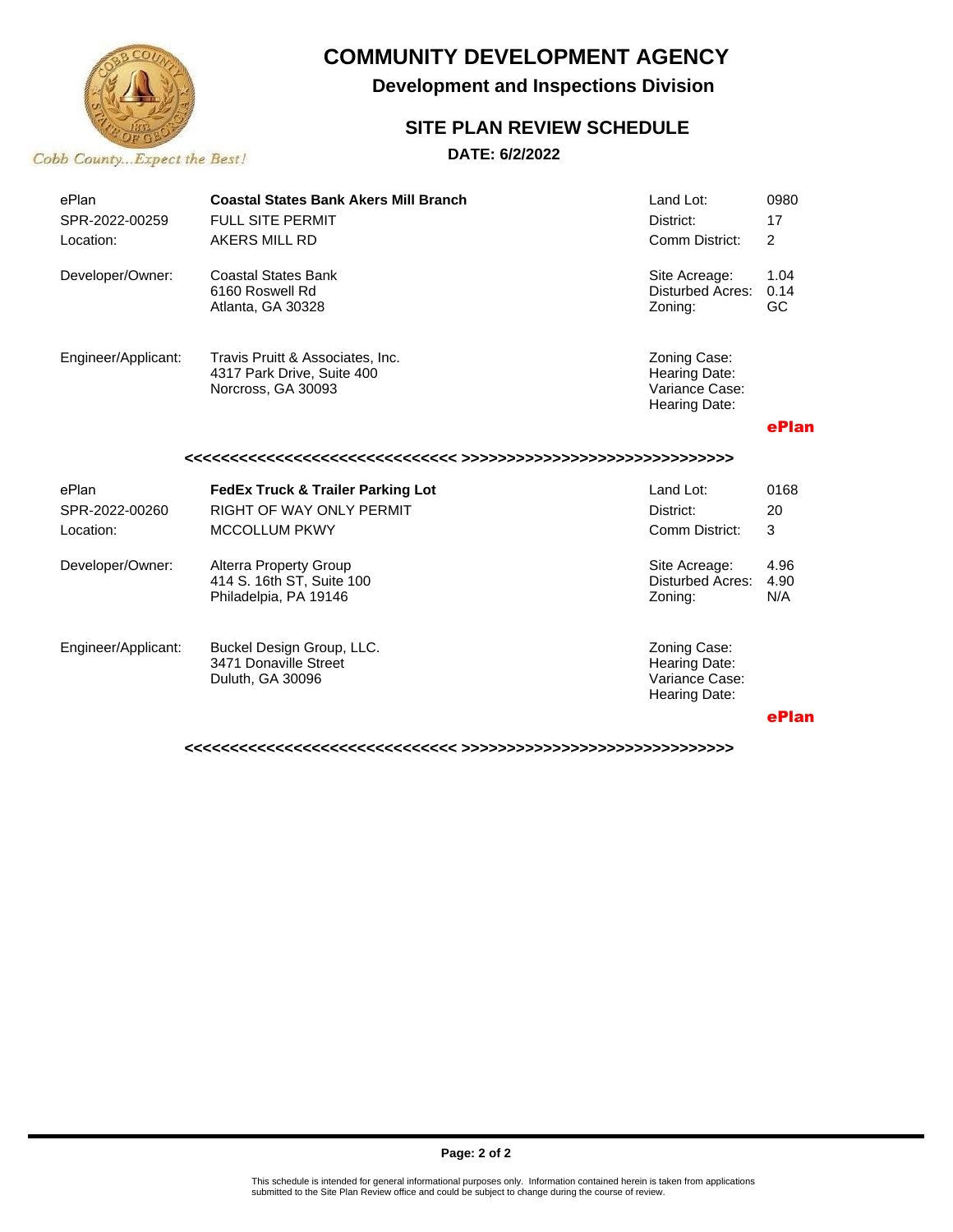# COMMUNITY DEVELOPMENT AGENCY

## Development and Inspections Division

## SITE PLAN REVIEW SCHEDULE

**DATE: 6/2/2022**

Cobb County...Expect the Best!

| | | | |
|---|---|---|---|
| ePlan | **Coastal States Bank Akers Mill Branch** | Land Lot: | 0980 |
| SPR-2022-00259 | FULL SITE PERMIT | District: | 17 |
| Location: | AKERS MILL RD | Comm District: | 2 |
| Developer/Owner: | Coastal States Bank<br>6160 Roswell Rd<br>Atlanta, GA 30328 | Site Acreage:<br>Disturbed Acres:<br>Zoning: | 1.04<br>0.14<br>GC |
| Engineer/Applicant: | Travis Pruitt & Associates, Inc.<br>4317 Park Drive, Suite 400<br>Norcross, GA 30093 | Zoning Case:<br>Hearing Date:<br>Variance Case:<br>Hearing Date: | |

ePlan

<<<<<<<<<<<<<<<<<<<<<<<<<<<<< >>>>>>>>>>>>>>>>>>>>>>>>>>>>>

| | | | |
|---|---|---|---|
| ePlan | **FedEx Truck & Trailer Parking Lot** | Land Lot: | 0168 |
| SPR-2022-00260 | RIGHT OF WAY ONLY PERMIT | District: | 20 |
| Location: | MCCOLLUM PKWY | Comm District: | 3 |
| Developer/Owner: | Alterra Property Group<br>414 S. 16th ST, Suite 100<br>Philadelphia, PA 19146 | Site Acreage:<br>Disturbed Acres:<br>Zoning: | 4.96<br>4.90<br>N/A |
| Engineer/Applicant: | Buckel Design Group, LLC.<br>3471 Donaville Street<br>Duluth, GA 30096 | Zoning Case:<br>Hearing Date:<br>Variance Case:<br>Hearing Date: | |

ePlan

<<<<<<<<<<<<<<<<<<<<<<<<<<<<< >>>>>>>>>>>>>>>>>>>>>>>>>>>>>

This schedule is intended for general informational purposes only. Information contained herein is taken from applications submitted to the Site Plan Review office and could be subject to change during the course of review.